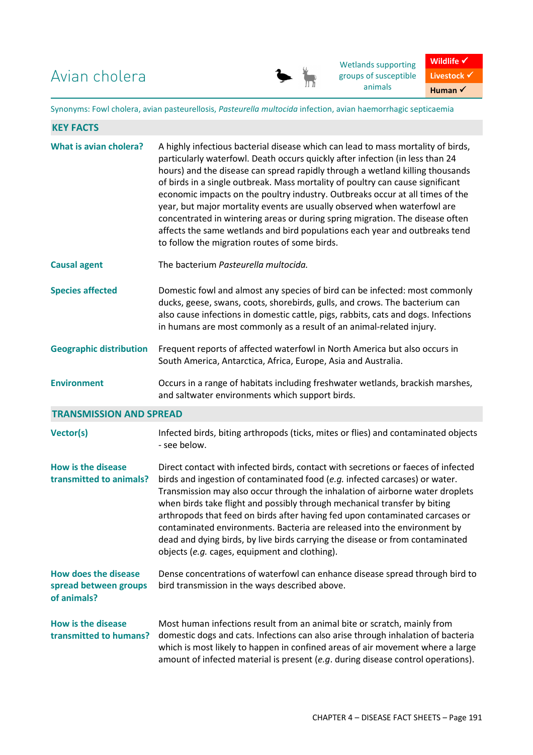# Avian cholera

Wetlands supporting groups of susceptible animals

**Wildlife ✓**
**Livestock ✓**
**Human ✓**

Synonyms: Fowl cholera, avian pasteurellosis, *Pasteurella multocida* infection, avian haemorrhagic septicaemia

## KEY FACTS

**What is avian cholera?**

A highly infectious bacterial disease which can lead to mass mortality of birds, particularly waterfowl. Death occurs quickly after infection (in less than 24 hours) and the disease can spread rapidly through a wetland killing thousands of birds in a single outbreak. Mass mortality of poultry can cause significant economic impacts on the poultry industry. Outbreaks occur at all times of the year, but major mortality events are usually observed when waterfowl are concentrated in wintering areas or during spring migration. The disease often affects the same wetlands and bird populations each year and outbreaks tend to follow the migration routes of some birds.

**Causal agent**

The bacterium *Pasteurella multocida.*

**Species affected**

Domestic fowl and almost any species of bird can be infected: most commonly ducks, geese, swans, coots, shorebirds, gulls, and crows. The bacterium can also cause infections in domestic cattle, pigs, rabbits, cats and dogs. Infections in humans are most commonly as a result of an animal-related injury.

**Geographic distribution**

Frequent reports of affected waterfowl in North America but also occurs in South America, Antarctica, Africa, Europe, Asia and Australia.

**Environment**

Occurs in a range of habitats including freshwater wetlands, brackish marshes, and saltwater environments which support birds.

## TRANSMISSION AND SPREAD

**Vector(s)**

Infected birds, biting arthropods (ticks, mites or flies) and contaminated objects - see below.

**How is the disease transmitted to animals?**

Direct contact with infected birds, contact with secretions or faeces of infected birds and ingestion of contaminated food (*e.g.* infected carcases) or water. Transmission may also occur through the inhalation of airborne water droplets when birds take flight and possibly through mechanical transfer by biting arthropods that feed on birds after having fed upon contaminated carcases or contaminated environments. Bacteria are released into the environment by dead and dying birds, by live birds carrying the disease or from contaminated objects (*e.g.* cages, equipment and clothing).

**How does the disease spread between groups of animals?**

Dense concentrations of waterfowl can enhance disease spread through bird to bird transmission in the ways described above.

**How is the disease transmitted to humans?**

Most human infections result from an animal bite or scratch, mainly from domestic dogs and cats. Infections can also arise through inhalation of bacteria which is most likely to happen in confined areas of air movement where a large amount of infected material is present (*e.g*. during disease control operations).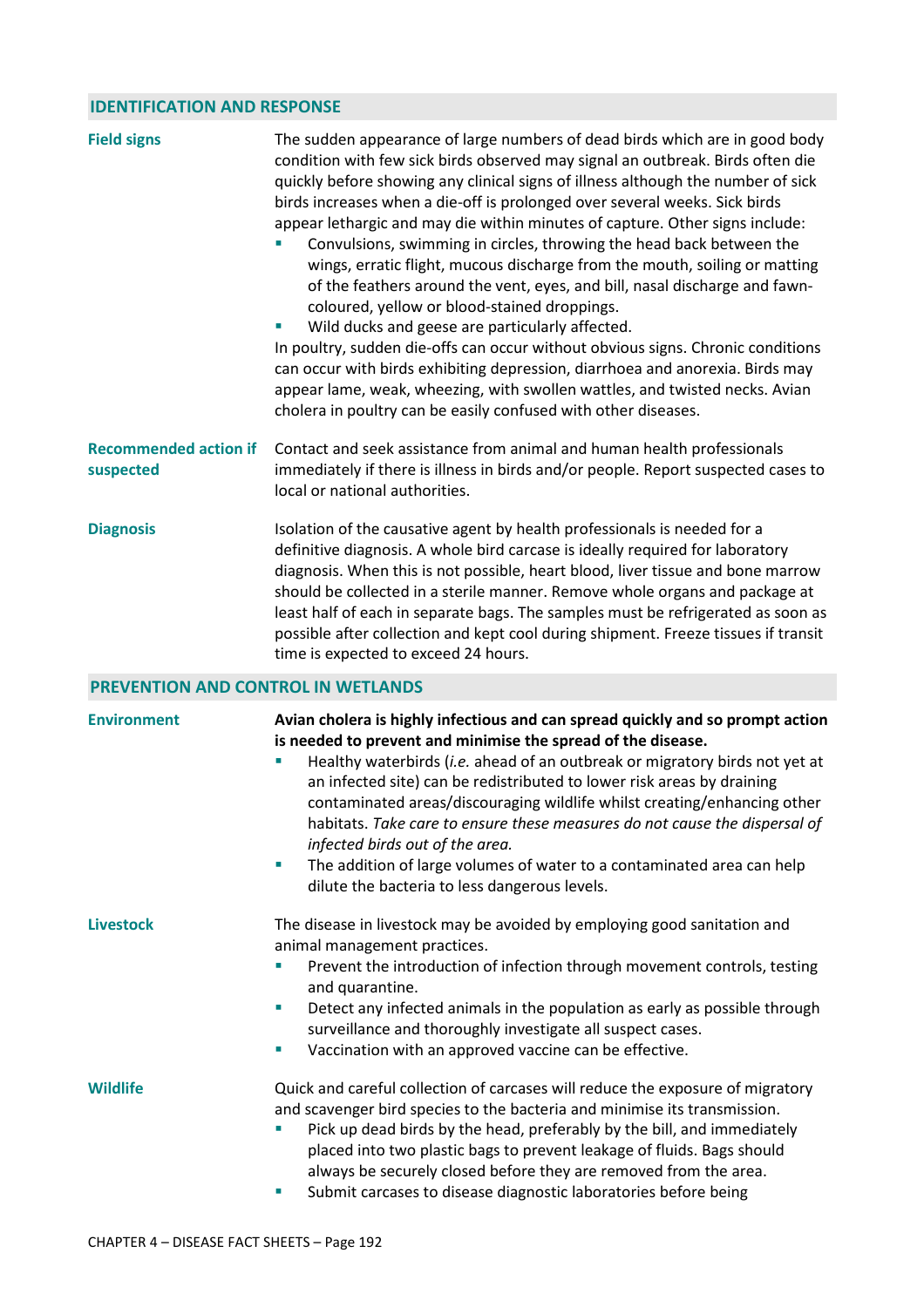## IDENTIFICATION AND RESPONSE

**Field signs**

The sudden appearance of large numbers of dead birds which are in good body condition with few sick birds observed may signal an outbreak. Birds often die quickly before showing any clinical signs of illness although the number of sick birds increases when a die-off is prolonged over several weeks. Sick birds appear lethargic and may die within minutes of capture. Other signs include:

- Convulsions, swimming in circles, throwing the head back between the wings, erratic flight, mucous discharge from the mouth, soiling or matting of the feathers around the vent, eyes, and bill, nasal discharge and fawn-coloured, yellow or blood-stained droppings.
- Wild ducks and geese are particularly affected.

In poultry, sudden die-offs can occur without obvious signs. Chronic conditions can occur with birds exhibiting depression, diarrhoea and anorexia. Birds may appear lame, weak, wheezing, with swollen wattles, and twisted necks. Avian cholera in poultry can be easily confused with other diseases.

**Recommended action if suspected**

Contact and seek assistance from animal and human health professionals immediately if there is illness in birds and/or people. Report suspected cases to local or national authorities.

**Diagnosis**

Isolation of the causative agent by health professionals is needed for a definitive diagnosis. A whole bird carcase is ideally required for laboratory diagnosis. When this is not possible, heart blood, liver tissue and bone marrow should be collected in a sterile manner. Remove whole organs and package at least half of each in separate bags. The samples must be refrigerated as soon as possible after collection and kept cool during shipment. Freeze tissues if transit time is expected to exceed 24 hours.

## PREVENTION AND CONTROL IN WETLANDS

**Environment**

**Avian cholera is highly infectious and can spread quickly and so prompt action is needed to prevent and minimise the spread of the disease.**

- Healthy waterbirds (*i.e.* ahead of an outbreak or migratory birds not yet at an infected site) can be redistributed to lower risk areas by draining contaminated areas/discouraging wildlife whilst creating/enhancing other habitats. *Take care to ensure these measures do not cause the dispersal of infected birds out of the area.*
- The addition of large volumes of water to a contaminated area can help dilute the bacteria to less dangerous levels.

**Livestock**

The disease in livestock may be avoided by employing good sanitation and animal management practices.

- Prevent the introduction of infection through movement controls, testing and quarantine.
- Detect any infected animals in the population as early as possible through surveillance and thoroughly investigate all suspect cases.
- Vaccination with an approved vaccine can be effective.

**Wildlife**

Quick and careful collection of carcases will reduce the exposure of migratory and scavenger bird species to the bacteria and minimise its transmission.

- Pick up dead birds by the head, preferably by the bill, and immediately placed into two plastic bags to prevent leakage of fluids. Bags should always be securely closed before they are removed from the area.
- Submit carcases to disease diagnostic laboratories before being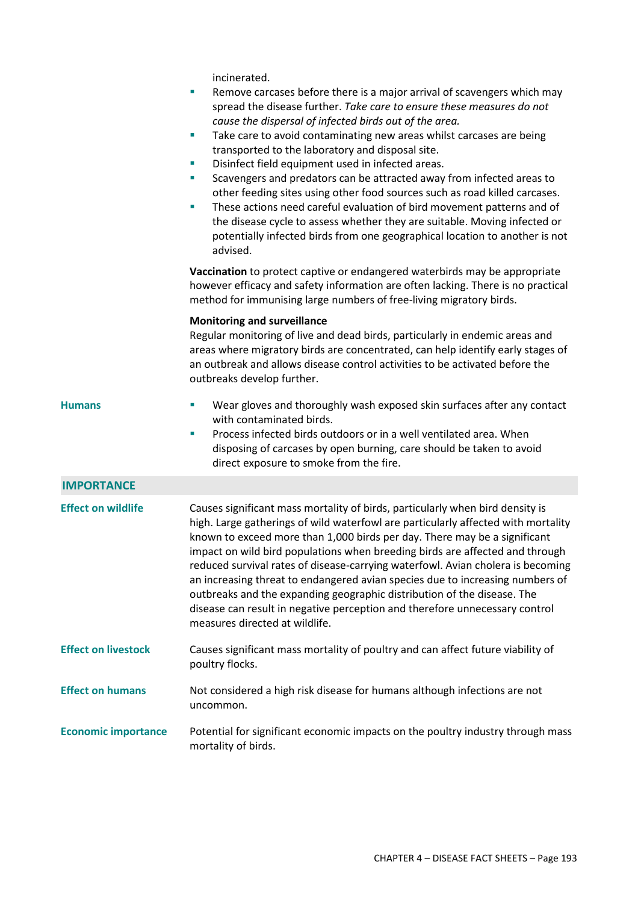incinerated.

- Remove carcases before there is a major arrival of scavengers which may spread the disease further. *Take care to ensure these measures do not cause the dispersal of infected birds out of the area.*
- Take care to avoid contaminating new areas whilst carcases are being transported to the laboratory and disposal site.
- Disinfect field equipment used in infected areas.
- Scavengers and predators can be attracted away from infected areas to other feeding sites using other food sources such as road killed carcases.
- These actions need careful evaluation of bird movement patterns and of the disease cycle to assess whether they are suitable. Moving infected or potentially infected birds from one geographical location to another is not advised.

**Vaccination** to protect captive or endangered waterbirds may be appropriate however efficacy and safety information are often lacking. There is no practical method for immunising large numbers of free-living migratory birds.

**Monitoring and surveillance**
Regular monitoring of live and dead birds, particularly in endemic areas and areas where migratory birds are concentrated, can help identify early stages of an outbreak and allows disease control activities to be activated before the outbreaks develop further.

**Humans**

- Wear gloves and thoroughly wash exposed skin surfaces after any contact with contaminated birds.
- Process infected birds outdoors or in a well ventilated area. When disposing of carcases by open burning, care should be taken to avoid direct exposure to smoke from the fire.

## IMPORTANCE

**Effect on wildlife**

Causes significant mass mortality of birds, particularly when bird density is high. Large gatherings of wild waterfowl are particularly affected with mortality known to exceed more than 1,000 birds per day. There may be a significant impact on wild bird populations when breeding birds are affected and through reduced survival rates of disease-carrying waterfowl. Avian cholera is becoming an increasing threat to endangered avian species due to increasing numbers of outbreaks and the expanding geographic distribution of the disease. The disease can result in negative perception and therefore unnecessary control measures directed at wildlife.

**Effect on livestock**

Causes significant mass mortality of poultry and can affect future viability of poultry flocks.

**Effect on humans**

Not considered a high risk disease for humans although infections are not uncommon.

**Economic importance**

Potential for significant economic impacts on the poultry industry through mass mortality of birds.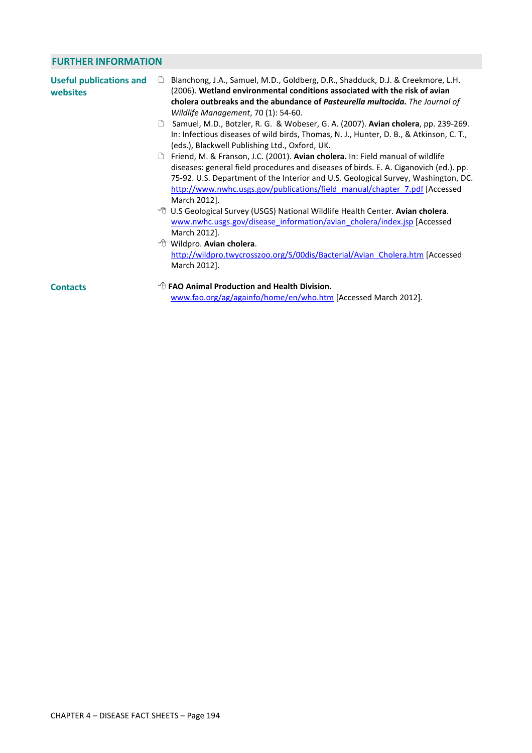## FURTHER INFORMATION

**Useful publications and websites**

- Blanchong, J.A., Samuel, M.D., Goldberg, D.R., Shadduck, D.J. & Creekmore, L.H. (2006). **Wetland environmental conditions associated with the risk of avian cholera outbreaks and the abundance of *Pasteurella multocida.*** *The Journal of Wildlife Management*, 70 (1): 54-60.
- Samuel, M.D., Botzler, R. G. & Wobeser, G. A. (2007). **Avian cholera**, pp. 239-269. In: Infectious diseases of wild birds, Thomas, N. J., Hunter, D. B., & Atkinson, C. T., (eds.), Blackwell Publishing Ltd., Oxford, UK.
- Friend, M. & Franson, J.C. (2001). **Avian cholera.** In: Field manual of wildlife diseases: general field procedures and diseases of birds. E. A. Ciganovich (ed.). pp. 75-92. U.S. Department of the Interior and U.S. Geological Survey, Washington, DC. http://www.nwhc.usgs.gov/publications/field_manual/chapter_7.pdf [Accessed March 2012].
- U.S Geological Survey (USGS) National Wildlife Health Center. **Avian cholera**. www.nwhc.usgs.gov/disease_information/avian_cholera/index.jsp [Accessed March 2012].
- Wildpro. **Avian cholera**. http://wildpro.twycrosszoo.org/S/00dis/Bacterial/Avian_Cholera.htm [Accessed March 2012].

**Contacts**

- **FAO Animal Production and Health Division.** www.fao.org/ag/againfo/home/en/who.htm [Accessed March 2012].